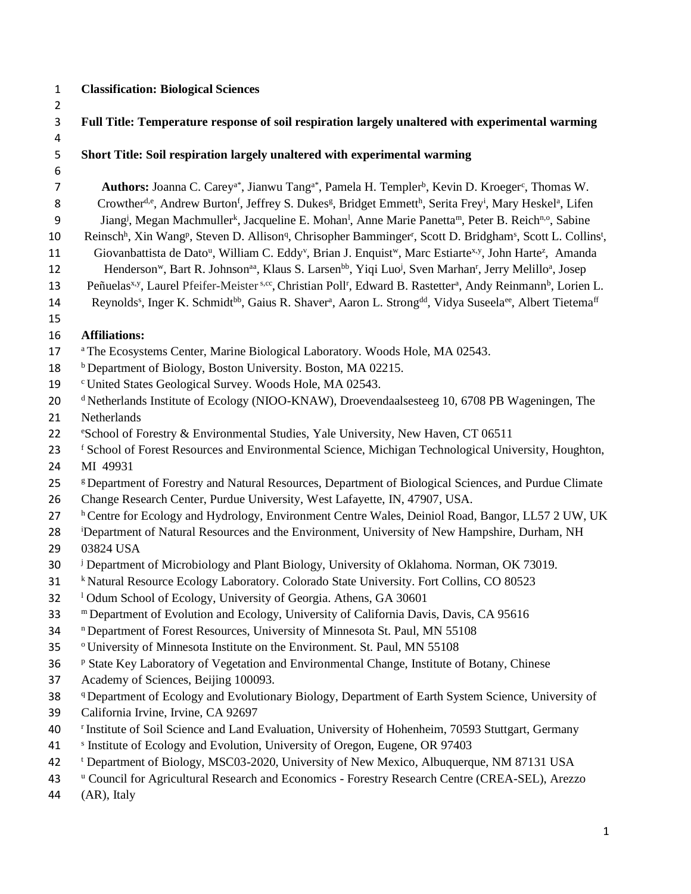**Classification: Biological Sciences**

**Full Title: Temperature response of soil respiration largely unaltered with experimental warming**

**Short Title: Soil respiration largely unaltered with experimental warming**

**Authors:** Joanna C. Carey[a*], Jianwu Tang[a*], Pamela H. Templer[b], Kevin D. Kroeger[c], Thomas W. Crowther[d,e], Andrew Burton[f], Jeffrey S. Dukes[g], Bridget Emmett[h], Serita Frey[i], Mary Heskel[a], Lifen Jiang[j], Megan Machmuller[k], Jacqueline E. Mohan[l], Anne Marie Panetta[m], Peter B. Reich[n,o], Sabine Reinsch[h], Xin Wang[p], Steven D. Allison[q], Chrisopher Bamminger[r], Scott D. Bridgham[s], Scott L. Collins[t], Giovanbattista de Dato[u], William C. Eddy[v], Brian J. Enquist[w], Marc Estiarte[x,y], John Harte[z], Amanda Henderson[w], Bart R. Johnson[aa], Klaus S. Larsen[bb], Yiqi Luo[j], Sven Marhan[r], Jerry Melillo[a], Josep Peñuelas[x,y], Laurel Pfeifer-Meister[s,cc], Christian Poll[r], Edward B. Rastetter[a], Andy Reinmann[b], Lorien L. Reynolds[s], Inger K. Schmidt[bb], Gaius R. Shaver[a], Aaron L. Strong[dd], Vidya Suseela[ee], Albert Tietema[ff]

**Affiliations:**

[a] The Ecosystems Center, Marine Biological Laboratory. Woods Hole, MA 02543.
[b] Department of Biology, Boston University. Boston, MA 02215.
[c] United States Geological Survey. Woods Hole, MA 02543.
[d] Netherlands Institute of Ecology (NIOO-KNAW), Droevendaalsesteeg 10, 6708 PB Wageningen, The Netherlands
[e] School of Forestry & Environmental Studies, Yale University, New Haven, CT 06511
[f] School of Forest Resources and Environmental Science, Michigan Technological University, Houghton, MI 49931
[g] Department of Forestry and Natural Resources, Department of Biological Sciences, and Purdue Climate Change Research Center, Purdue University, West Lafayette, IN, 47907, USA.
[h] Centre for Ecology and Hydrology, Environment Centre Wales, Deiniol Road, Bangor, LL57 2 UW, UK
[i] Department of Natural Resources and the Environment, University of New Hampshire, Durham, NH 03824 USA
[j] Department of Microbiology and Plant Biology, University of Oklahoma. Norman, OK 73019.
[k] Natural Resource Ecology Laboratory. Colorado State University. Fort Collins, CO 80523
[l] Odum School of Ecology, University of Georgia. Athens, GA 30601
[m] Department of Evolution and Ecology, University of California Davis, Davis, CA 95616
[n] Department of Forest Resources, University of Minnesota St. Paul, MN 55108
[o] University of Minnesota Institute on the Environment. St. Paul, MN 55108
[p] State Key Laboratory of Vegetation and Environmental Change, Institute of Botany, Chinese Academy of Sciences, Beijing 100093.
[q] Department of Ecology and Evolutionary Biology, Department of Earth System Science, University of California Irvine, Irvine, CA 92697
[r] Institute of Soil Science and Land Evaluation, University of Hohenheim, 70593 Stuttgart, Germany
[s] Institute of Ecology and Evolution, University of Oregon, Eugene, OR 97403
[t] Department of Biology, MSC03-2020, University of New Mexico, Albuquerque, NM 87131 USA
[u] Council for Agricultural Research and Economics - Forestry Research Centre (CREA-SEL), Arezzo (AR), Italy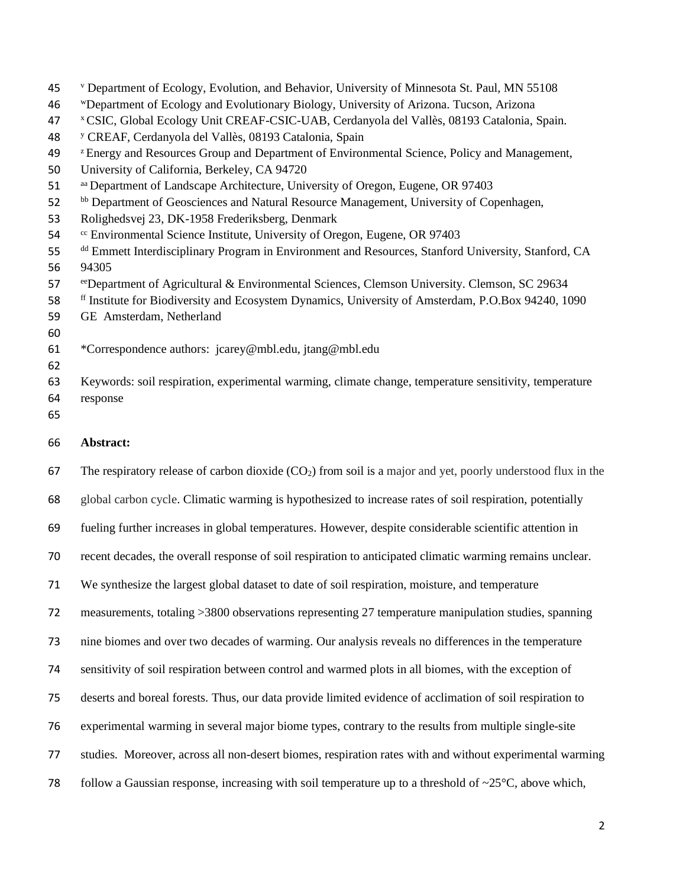[v] Department of Ecology, Evolution, and Behavior, University of Minnesota St. Paul, MN 55108

[w] Department of Ecology and Evolutionary Biology, University of Arizona. Tucson, Arizona

[x] CSIC, Global Ecology Unit CREAF-CSIC-UAB, Cerdanyola del Vallès, 08193 Catalonia, Spain.

[y] CREAF, Cerdanyola del Vallès, 08193 Catalonia, Spain

[z] Energy and Resources Group and Department of Environmental Science, Policy and Management, University of California, Berkeley, CA 94720

[aa] Department of Landscape Architecture, University of Oregon, Eugene, OR 97403

[bb] Department of Geosciences and Natural Resource Management, University of Copenhagen, Rolighedsvej 23, DK-1958 Frederiksberg, Denmark

[cc] Environmental Science Institute, University of Oregon, Eugene, OR 97403

[dd] Emmett Interdisciplinary Program in Environment and Resources, Stanford University, Stanford, CA 94305

[ee] Department of Agricultural & Environmental Sciences, Clemson University. Clemson, SC 29634

[ff] Institute for Biodiversity and Ecosystem Dynamics, University of Amsterdam, P.O.Box 94240, 1090 GE Amsterdam, Netherland

*Correspondence authors: jcarey@mbl.edu, jtang@mbl.edu

Keywords: soil respiration, experimental warming, climate change, temperature sensitivity, temperature response

**Abstract:**

The respiratory release of carbon dioxide ($CO_2$) from soil is a major and yet, poorly understood flux in the global carbon cycle. Climatic warming is hypothesized to increase rates of soil respiration, potentially fueling further increases in global temperatures. However, despite considerable scientific attention in recent decades, the overall response of soil respiration to anticipated climatic warming remains unclear. We synthesize the largest global dataset to date of soil respiration, moisture, and temperature measurements, totaling >3800 observations representing 27 temperature manipulation studies, spanning nine biomes and over two decades of warming. Our analysis reveals no differences in the temperature sensitivity of soil respiration between control and warmed plots in all biomes, with the exception of deserts and boreal forests. Thus, our data provide limited evidence of acclimation of soil respiration to experimental warming in several major biome types, contrary to the results from multiple single-site studies. Moreover, across all non-desert biomes, respiration rates with and without experimental warming follow a Gaussian response, increasing with soil temperature up to a threshold of ~25°C, above which,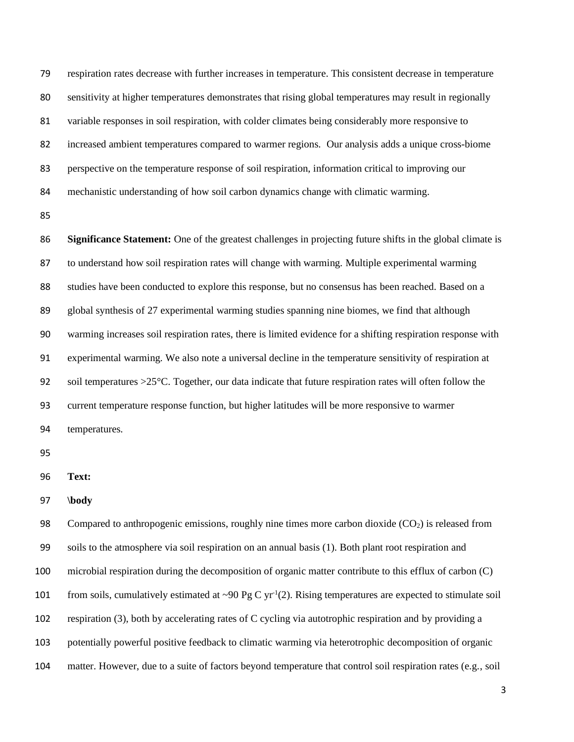respiration rates decrease with further increases in temperature. This consistent decrease in temperature sensitivity at higher temperatures demonstrates that rising global temperatures may result in regionally variable responses in soil respiration, with colder climates being considerably more responsive to increased ambient temperatures compared to warmer regions. Our analysis adds a unique cross-biome perspective on the temperature response of soil respiration, information critical to improving our mechanistic understanding of how soil carbon dynamics change with climatic warming.

**Significance Statement:** One of the greatest challenges in projecting future shifts in the global climate is to understand how soil respiration rates will change with warming. Multiple experimental warming studies have been conducted to explore this response, but no consensus has been reached. Based on a global synthesis of 27 experimental warming studies spanning nine biomes, we find that although warming increases soil respiration rates, there is limited evidence for a shifting respiration response with experimental warming. We also note a universal decline in the temperature sensitivity of respiration at soil temperatures >25°C. Together, our data indicate that future respiration rates will often follow the current temperature response function, but higher latitudes will be more responsive to warmer temperatures.

**Text:**

**\body**

Compared to anthropogenic emissions, roughly nine times more carbon dioxide ($CO_2$) is released from soils to the atmosphere via soil respiration on an annual basis (1). Both plant root respiration and microbial respiration during the decomposition of organic matter contribute to this efflux of carbon (C) from soils, cumulatively estimated at ~90 Pg C $yr^{-1}$(2). Rising temperatures are expected to stimulate soil respiration (3), both by accelerating rates of C cycling via autotrophic respiration and by providing a potentially powerful positive feedback to climatic warming via heterotrophic decomposition of organic matter. However, due to a suite of factors beyond temperature that control soil respiration rates (e.g., soil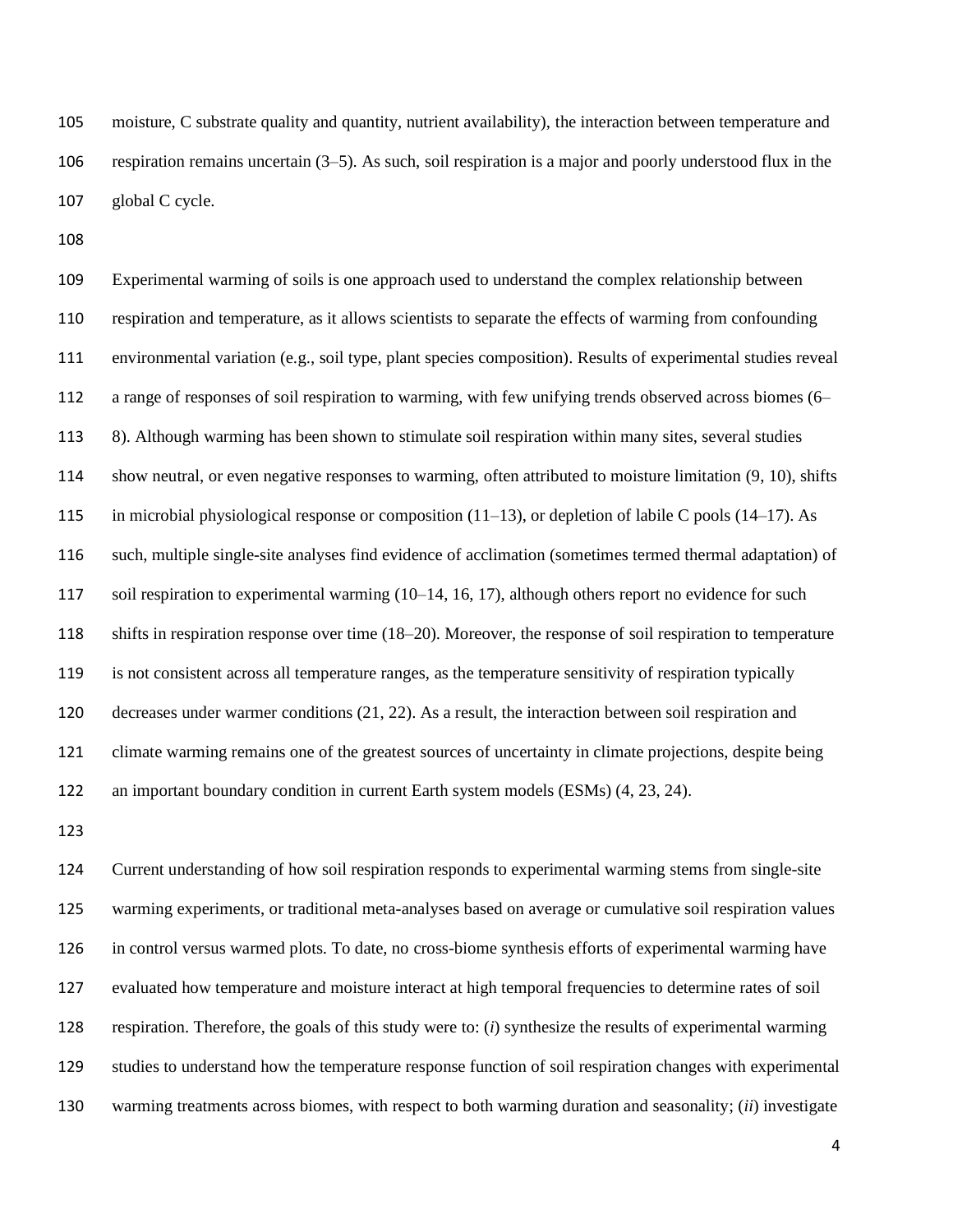moisture, C substrate quality and quantity, nutrient availability), the interaction between temperature and respiration remains uncertain (3–5). As such, soil respiration is a major and poorly understood flux in the global C cycle.

Experimental warming of soils is one approach used to understand the complex relationship between respiration and temperature, as it allows scientists to separate the effects of warming from confounding environmental variation (e.g., soil type, plant species composition). Results of experimental studies reveal a range of responses of soil respiration to warming, with few unifying trends observed across biomes (6–8). Although warming has been shown to stimulate soil respiration within many sites, several studies show neutral, or even negative responses to warming, often attributed to moisture limitation (9, 10), shifts in microbial physiological response or composition (11–13), or depletion of labile C pools (14–17). As such, multiple single-site analyses find evidence of acclimation (sometimes termed thermal adaptation) of soil respiration to experimental warming (10–14, 16, 17), although others report no evidence for such shifts in respiration response over time (18–20). Moreover, the response of soil respiration to temperature is not consistent across all temperature ranges, as the temperature sensitivity of respiration typically decreases under warmer conditions (21, 22). As a result, the interaction between soil respiration and climate warming remains one of the greatest sources of uncertainty in climate projections, despite being an important boundary condition in current Earth system models (ESMs) (4, 23, 24).

Current understanding of how soil respiration responds to experimental warming stems from single-site warming experiments, or traditional meta-analyses based on average or cumulative soil respiration values in control versus warmed plots. To date, no cross-biome synthesis efforts of experimental warming have evaluated how temperature and moisture interact at high temporal frequencies to determine rates of soil respiration. Therefore, the goals of this study were to: (*i*) synthesize the results of experimental warming studies to understand how the temperature response function of soil respiration changes with experimental warming treatments across biomes, with respect to both warming duration and seasonality; (*ii*) investigate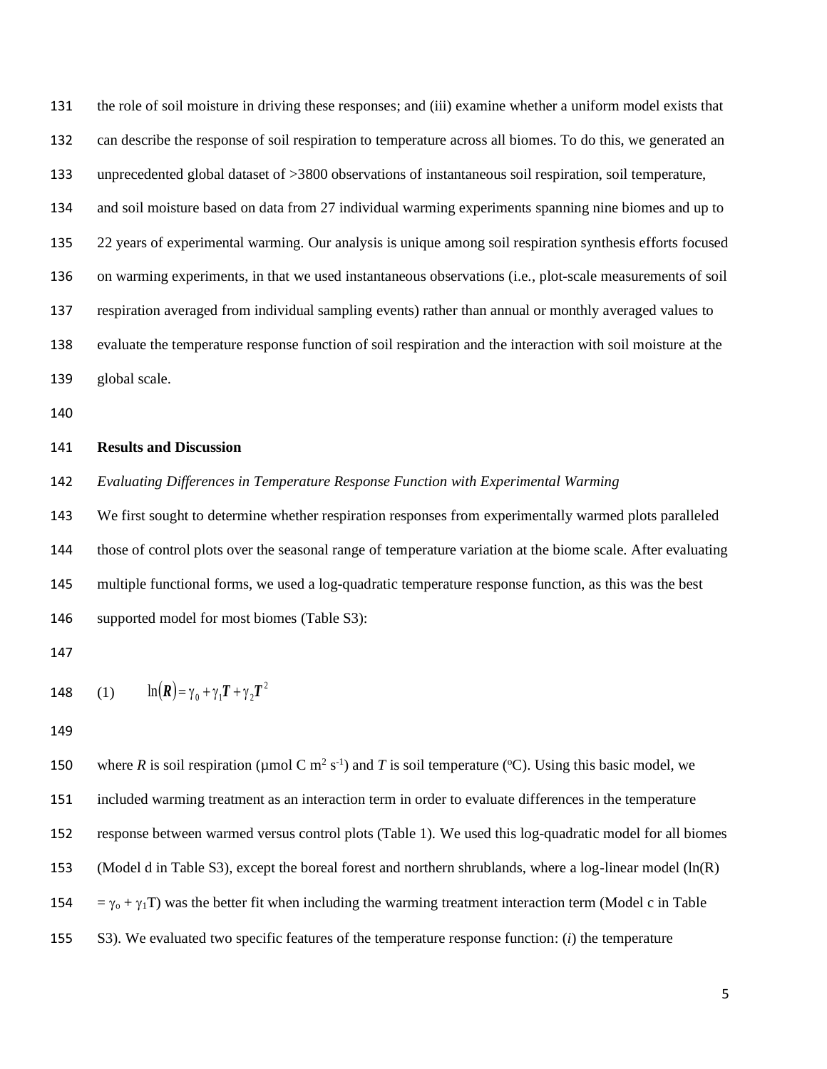the role of soil moisture in driving these responses; and (iii) examine whether a uniform model exists that can describe the response of soil respiration to temperature across all biomes. To do this, we generated an unprecedented global dataset of >3800 observations of instantaneous soil respiration, soil temperature, and soil moisture based on data from 27 individual warming experiments spanning nine biomes and up to 22 years of experimental warming. Our analysis is unique among soil respiration synthesis efforts focused on warming experiments, in that we used instantaneous observations (i.e., plot-scale measurements of soil respiration averaged from individual sampling events) rather than annual or monthly averaged values to evaluate the temperature response function of soil respiration and the interaction with soil moisture at the global scale.

## Results and Discussion

*Evaluating Differences in Temperature Response Function with Experimental Warming*

We first sought to determine whether respiration responses from experimentally warmed plots paralleled those of control plots over the seasonal range of temperature variation at the biome scale. After evaluating multiple functional forms, we used a log-quadratic temperature response function, as this was the best supported model for most biomes (Table S3):

$$(1) \qquad \ln(\boldsymbol{R}) = \gamma_0 + \gamma_1 \boldsymbol{T} + \gamma_2 \boldsymbol{T}^2$$

where *R* is soil respiration (µmol C $m^2$ $s^{-1}$) and *T* is soil temperature (°C). Using this basic model, we included warming treatment as an interaction term in order to evaluate differences in the temperature response between warmed versus control plots (Table 1). We used this log-quadratic model for all biomes (Model d in Table S3), except the boreal forest and northern shrublands, where a log-linear model ($\ln(R) = \gamma_o + \gamma_1 T$) was the better fit when including the warming treatment interaction term (Model c in Table S3). We evaluated two specific features of the temperature response function: (*i*) the temperature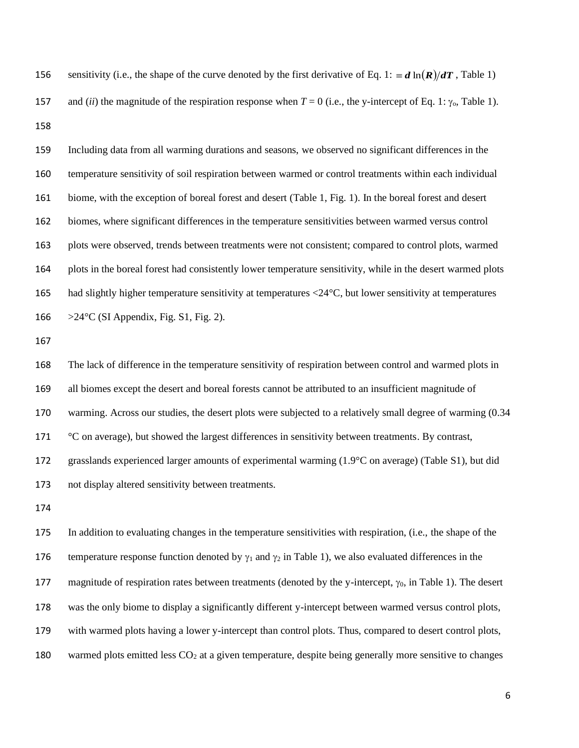sensitivity (i.e., the shape of the curve denoted by the first derivative of Eq. 1: $\equiv \boldsymbol{d}\ln(\boldsymbol{R})/\boldsymbol{dT}$, Table 1) and (*ii*) the magnitude of the respiration response when $T = 0$ (i.e., the y-intercept of Eq. 1: $\gamma_o$, Table 1).

Including data from all warming durations and seasons, we observed no significant differences in the temperature sensitivity of soil respiration between warmed or control treatments within each individual biome, with the exception of boreal forest and desert (Table 1, Fig. 1). In the boreal forest and desert biomes, where significant differences in the temperature sensitivities between warmed versus control plots were observed, trends between treatments were not consistent; compared to control plots, warmed plots in the boreal forest had consistently lower temperature sensitivity, while in the desert warmed plots had slightly higher temperature sensitivity at temperatures <24°C, but lower sensitivity at temperatures >24°C (SI Appendix, Fig. S1, Fig. 2).

The lack of difference in the temperature sensitivity of respiration between control and warmed plots in all biomes except the desert and boreal forests cannot be attributed to an insufficient magnitude of warming. Across our studies, the desert plots were subjected to a relatively small degree of warming (0.34 °C on average), but showed the largest differences in sensitivity between treatments. By contrast, grasslands experienced larger amounts of experimental warming (1.9°C on average) (Table S1), but did not display altered sensitivity between treatments.

In addition to evaluating changes in the temperature sensitivities with respiration, (i.e., the shape of the temperature response function denoted by $\gamma_1$ and $\gamma_2$ in Table 1), we also evaluated differences in the magnitude of respiration rates between treatments (denoted by the y-intercept, $\gamma_0$, in Table 1). The desert was the only biome to display a significantly different y-intercept between warmed versus control plots, with warmed plots having a lower y-intercept than control plots. Thus, compared to desert control plots, warmed plots emitted less $CO_2$ at a given temperature, despite being generally more sensitive to changes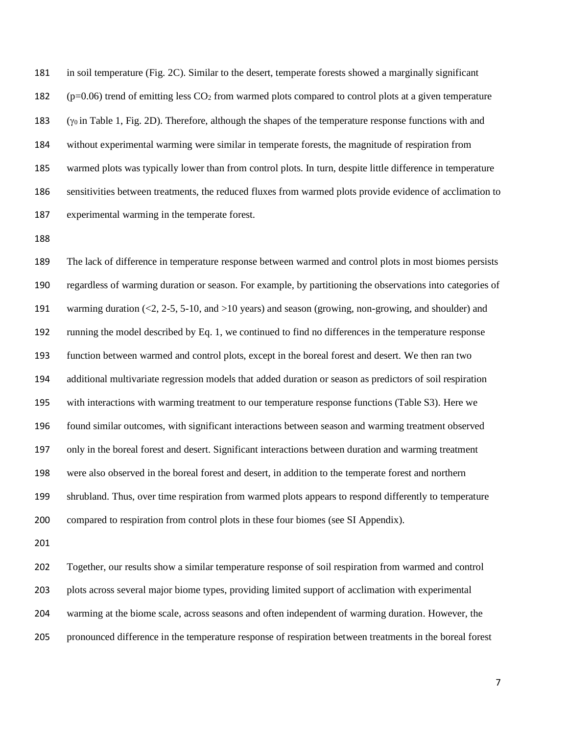in soil temperature (Fig. 2C). Similar to the desert, temperate forests showed a marginally significant ($p=0.06$) trend of emitting less $CO_2$ from warmed plots compared to control plots at a given temperature ($\gamma_0$ in Table 1, Fig. 2D). Therefore, although the shapes of the temperature response functions with and without experimental warming were similar in temperate forests, the magnitude of respiration from warmed plots was typically lower than from control plots. In turn, despite little difference in temperature sensitivities between treatments, the reduced fluxes from warmed plots provide evidence of acclimation to experimental warming in the temperate forest.

The lack of difference in temperature response between warmed and control plots in most biomes persists regardless of warming duration or season. For example, by partitioning the observations into categories of warming duration (<2, 2-5, 5-10, and >10 years) and season (growing, non-growing, and shoulder) and running the model described by Eq. 1, we continued to find no differences in the temperature response function between warmed and control plots, except in the boreal forest and desert. We then ran two additional multivariate regression models that added duration or season as predictors of soil respiration with interactions with warming treatment to our temperature response functions (Table S3). Here we found similar outcomes, with significant interactions between season and warming treatment observed only in the boreal forest and desert. Significant interactions between duration and warming treatment were also observed in the boreal forest and desert, in addition to the temperate forest and northern shrubland. Thus, over time respiration from warmed plots appears to respond differently to temperature compared to respiration from control plots in these four biomes (see SI Appendix).

Together, our results show a similar temperature response of soil respiration from warmed and control plots across several major biome types, providing limited support of acclimation with experimental warming at the biome scale, across seasons and often independent of warming duration. However, the pronounced difference in the temperature response of respiration between treatments in the boreal forest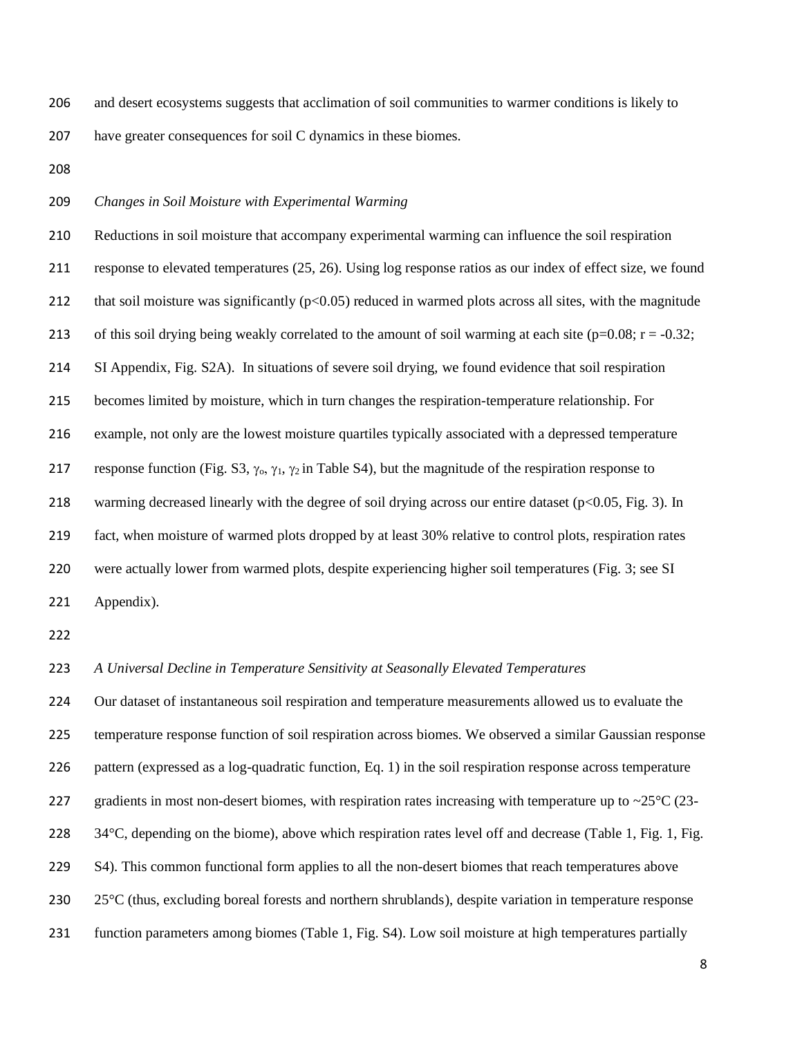and desert ecosystems suggests that acclimation of soil communities to warmer conditions is likely to have greater consequences for soil C dynamics in these biomes.

*Changes in Soil Moisture with Experimental Warming*

Reductions in soil moisture that accompany experimental warming can influence the soil respiration response to elevated temperatures (25, 26). Using log response ratios as our index of effect size, we found that soil moisture was significantly ($p<0.05$) reduced in warmed plots across all sites, with the magnitude of this soil drying being weakly correlated to the amount of soil warming at each site ($p=0.08$; $r = -0.32$; SI Appendix, Fig. S2A). In situations of severe soil drying, we found evidence that soil respiration becomes limited by moisture, which in turn changes the respiration-temperature relationship. For example, not only are the lowest moisture quartiles typically associated with a depressed temperature response function (Fig. S3, $\gamma_o$, $\gamma_1$, $\gamma_2$ in Table S4), but the magnitude of the respiration response to warming decreased linearly with the degree of soil drying across our entire dataset ($p<0.05$, Fig. 3). In fact, when moisture of warmed plots dropped by at least 30% relative to control plots, respiration rates were actually lower from warmed plots, despite experiencing higher soil temperatures (Fig. 3; see SI Appendix).

*A Universal Decline in Temperature Sensitivity at Seasonally Elevated Temperatures*

Our dataset of instantaneous soil respiration and temperature measurements allowed us to evaluate the temperature response function of soil respiration across biomes. We observed a similar Gaussian response pattern (expressed as a log-quadratic function, Eq. 1) in the soil respiration response across temperature gradients in most non-desert biomes, with respiration rates increasing with temperature up to ~25°C (23-34°C, depending on the biome), above which respiration rates level off and decrease (Table 1, Fig. 1, Fig. S4). This common functional form applies to all the non-desert biomes that reach temperatures above 25°C (thus, excluding boreal forests and northern shrublands), despite variation in temperature response function parameters among biomes (Table 1, Fig. S4). Low soil moisture at high temperatures partially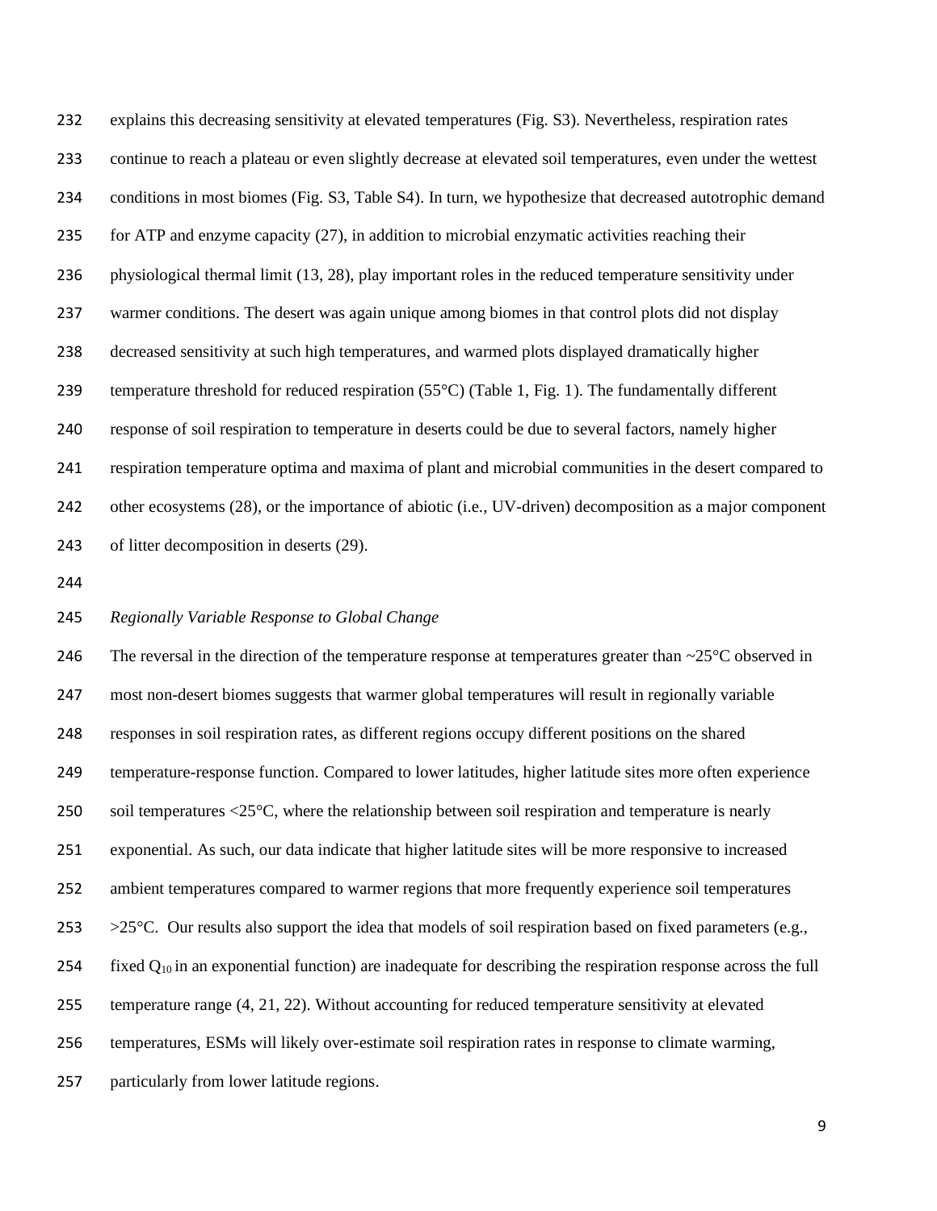explains this decreasing sensitivity at elevated temperatures (Fig. S3). Nevertheless, respiration rates continue to reach a plateau or even slightly decrease at elevated soil temperatures, even under the wettest conditions in most biomes (Fig. S3, Table S4). In turn, we hypothesize that decreased autotrophic demand for ATP and enzyme capacity (27), in addition to microbial enzymatic activities reaching their physiological thermal limit (13, 28), play important roles in the reduced temperature sensitivity under warmer conditions. The desert was again unique among biomes in that control plots did not display decreased sensitivity at such high temperatures, and warmed plots displayed dramatically higher temperature threshold for reduced respiration (55°C) (Table 1, Fig. 1). The fundamentally different response of soil respiration to temperature in deserts could be due to several factors, namely higher respiration temperature optima and maxima of plant and microbial communities in the desert compared to other ecosystems (28), or the importance of abiotic (i.e., UV-driven) decomposition as a major component of litter decomposition in deserts (29).

*Regionally Variable Response to Global Change*

The reversal in the direction of the temperature response at temperatures greater than ~25°C observed in most non-desert biomes suggests that warmer global temperatures will result in regionally variable responses in soil respiration rates, as different regions occupy different positions on the shared temperature-response function. Compared to lower latitudes, higher latitude sites more often experience soil temperatures <25°C, where the relationship between soil respiration and temperature is nearly exponential. As such, our data indicate that higher latitude sites will be more responsive to increased ambient temperatures compared to warmer regions that more frequently experience soil temperatures >25°C. Our results also support the idea that models of soil respiration based on fixed parameters (e.g., fixed $Q_{10}$ in an exponential function) are inadequate for describing the respiration response across the full temperature range (4, 21, 22). Without accounting for reduced temperature sensitivity at elevated temperatures, ESMs will likely over-estimate soil respiration rates in response to climate warming, particularly from lower latitude regions.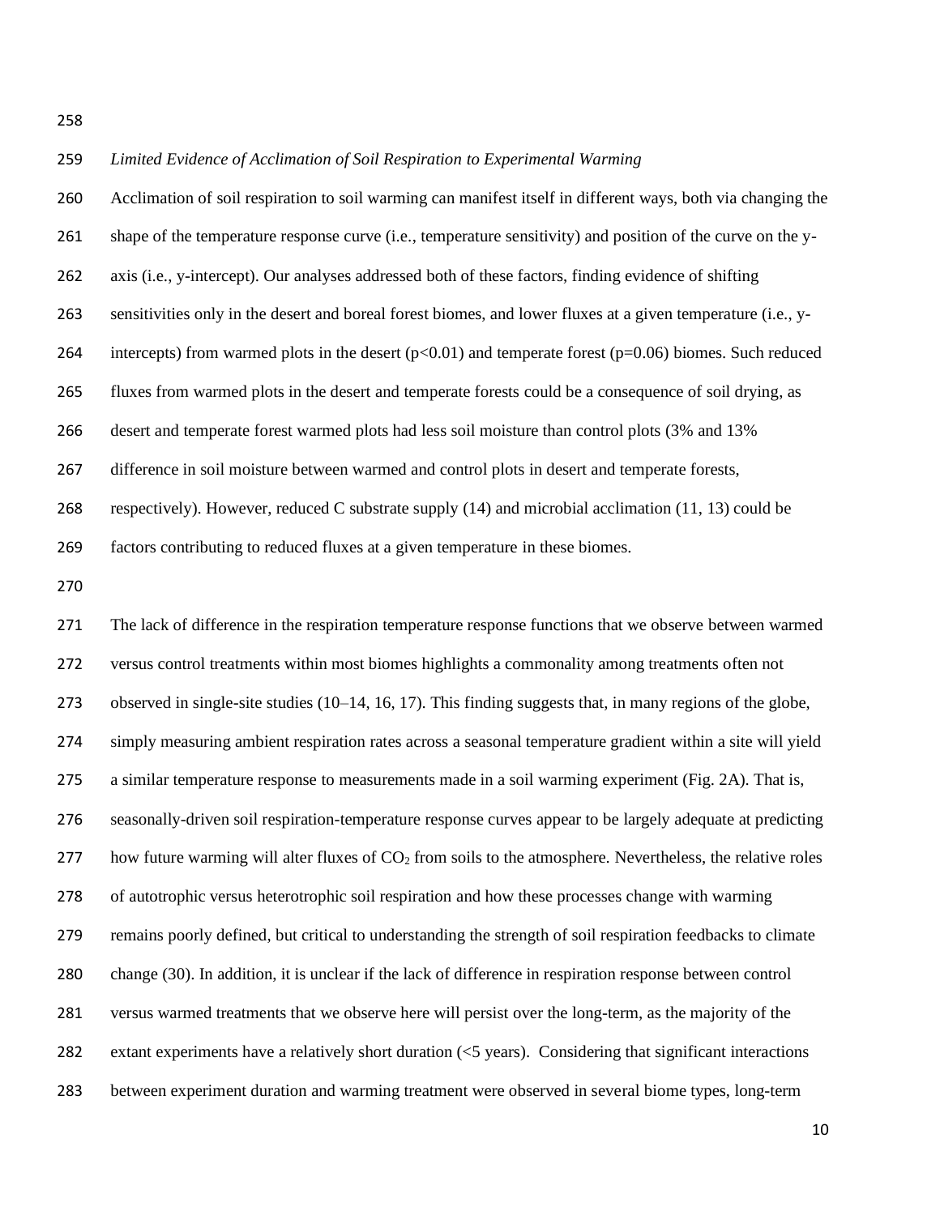*Limited Evidence of Acclimation of Soil Respiration to Experimental Warming*

Acclimation of soil respiration to soil warming can manifest itself in different ways, both via changing the shape of the temperature response curve (i.e., temperature sensitivity) and position of the curve on the y-axis (i.e., y-intercept). Our analyses addressed both of these factors, finding evidence of shifting sensitivities only in the desert and boreal forest biomes, and lower fluxes at a given temperature (i.e., y-intercepts) from warmed plots in the desert ($p<0.01$) and temperate forest ($p=0.06$) biomes. Such reduced fluxes from warmed plots in the desert and temperate forests could be a consequence of soil drying, as desert and temperate forest warmed plots had less soil moisture than control plots (3% and 13% difference in soil moisture between warmed and control plots in desert and temperate forests, respectively). However, reduced C substrate supply (14) and microbial acclimation (11, 13) could be factors contributing to reduced fluxes at a given temperature in these biomes.

The lack of difference in the respiration temperature response functions that we observe between warmed versus control treatments within most biomes highlights a commonality among treatments often not observed in single-site studies (10–14, 16, 17). This finding suggests that, in many regions of the globe, simply measuring ambient respiration rates across a seasonal temperature gradient within a site will yield a similar temperature response to measurements made in a soil warming experiment (Fig. 2A). That is, seasonally-driven soil respiration-temperature response curves appear to be largely adequate at predicting how future warming will alter fluxes of $CO_2$ from soils to the atmosphere. Nevertheless, the relative roles of autotrophic versus heterotrophic soil respiration and how these processes change with warming remains poorly defined, but critical to understanding the strength of soil respiration feedbacks to climate change (30). In addition, it is unclear if the lack of difference in respiration response between control versus warmed treatments that we observe here will persist over the long-term, as the majority of the extant experiments have a relatively short duration (<5 years). Considering that significant interactions between experiment duration and warming treatment were observed in several biome types, long-term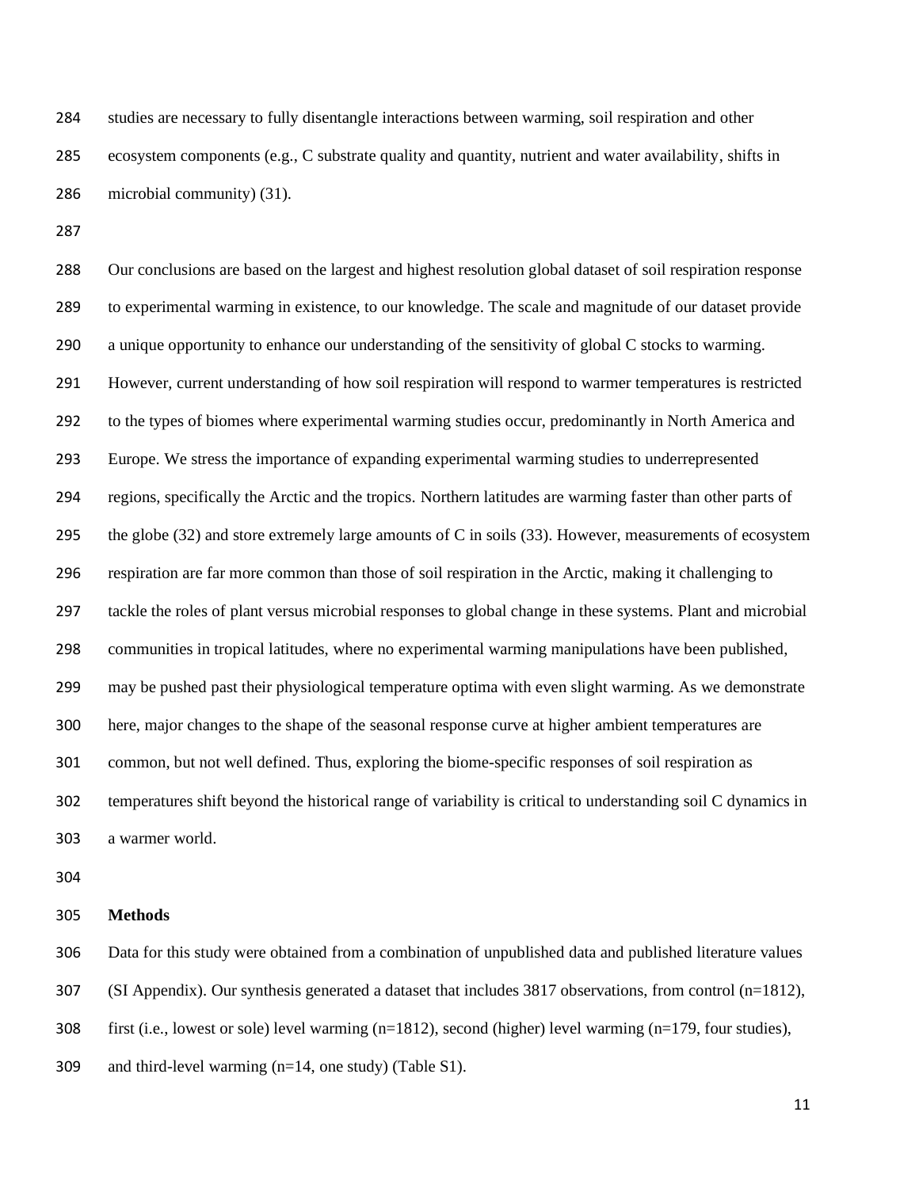studies are necessary to fully disentangle interactions between warming, soil respiration and other ecosystem components (e.g., C substrate quality and quantity, nutrient and water availability, shifts in microbial community) (31).

Our conclusions are based on the largest and highest resolution global dataset of soil respiration response to experimental warming in existence, to our knowledge. The scale and magnitude of our dataset provide a unique opportunity to enhance our understanding of the sensitivity of global C stocks to warming. However, current understanding of how soil respiration will respond to warmer temperatures is restricted to the types of biomes where experimental warming studies occur, predominantly in North America and Europe. We stress the importance of expanding experimental warming studies to underrepresented regions, specifically the Arctic and the tropics. Northern latitudes are warming faster than other parts of the globe (32) and store extremely large amounts of C in soils (33). However, measurements of ecosystem respiration are far more common than those of soil respiration in the Arctic, making it challenging to tackle the roles of plant versus microbial responses to global change in these systems. Plant and microbial communities in tropical latitudes, where no experimental warming manipulations have been published, may be pushed past their physiological temperature optima with even slight warming. As we demonstrate here, major changes to the shape of the seasonal response curve at higher ambient temperatures are common, but not well defined. Thus, exploring the biome-specific responses of soil respiration as temperatures shift beyond the historical range of variability is critical to understanding soil C dynamics in a warmer world.

**Methods**

Data for this study were obtained from a combination of unpublished data and published literature values (SI Appendix). Our synthesis generated a dataset that includes 3817 observations, from control (n=1812), first (i.e., lowest or sole) level warming (n=1812), second (higher) level warming (n=179, four studies), and third-level warming (n=14, one study) (Table S1).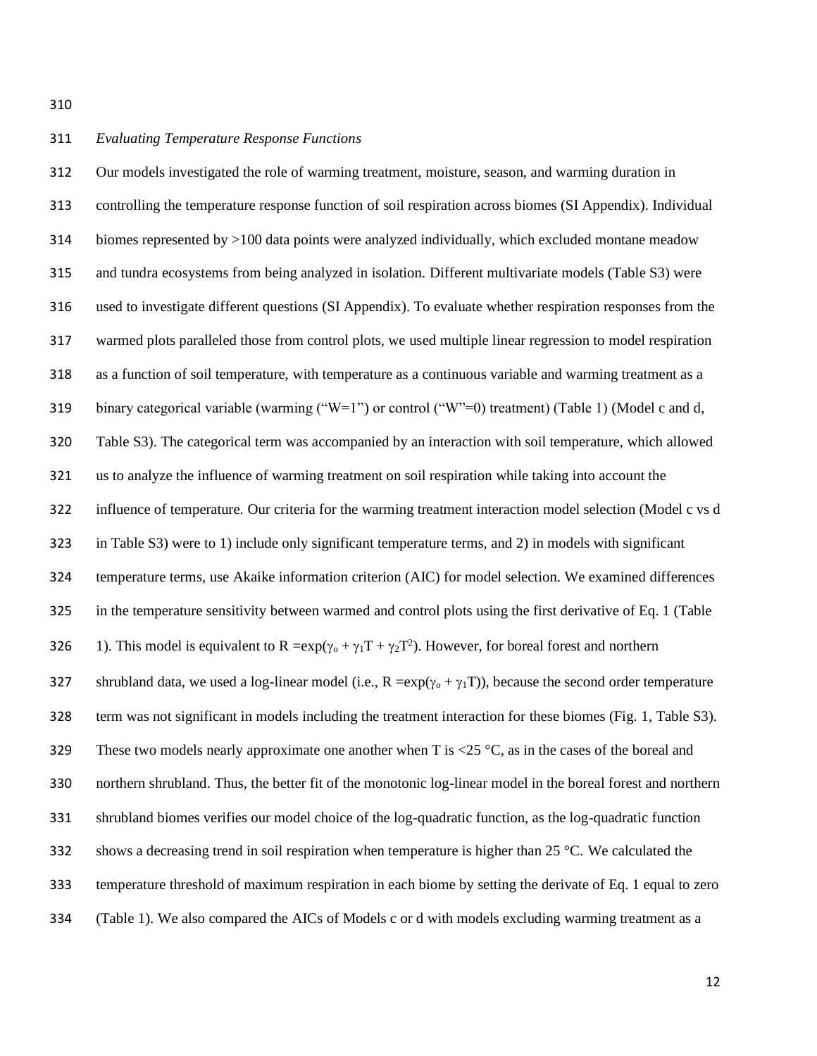*Evaluating Temperature Response Functions*

Our models investigated the role of warming treatment, moisture, season, and warming duration in controlling the temperature response function of soil respiration across biomes (SI Appendix). Individual biomes represented by >100 data points were analyzed individually, which excluded montane meadow and tundra ecosystems from being analyzed in isolation. Different multivariate models (Table S3) were used to investigate different questions (SI Appendix). To evaluate whether respiration responses from the warmed plots paralleled those from control plots, we used multiple linear regression to model respiration as a function of soil temperature, with temperature as a continuous variable and warming treatment as a binary categorical variable (warming ("W=1") or control ("W"=0) treatment) (Table 1) (Model c and d, Table S3). The categorical term was accompanied by an interaction with soil temperature, which allowed us to analyze the influence of warming treatment on soil respiration while taking into account the influence of temperature. Our criteria for the warming treatment interaction model selection (Model c vs d in Table S3) were to 1) include only significant temperature terms, and 2) in models with significant temperature terms, use Akaike information criterion (AIC) for model selection. We examined differences in the temperature sensitivity between warmed and control plots using the first derivative of Eq. 1 (Table 1). This model is equivalent to $R = \exp(\gamma_o + \gamma_1 T + \gamma_2 T^2)$. However, for boreal forest and northern shrubland data, we used a log-linear model (i.e., $R = \exp(\gamma_o + \gamma_1 T)$), because the second order temperature term was not significant in models including the treatment interaction for these biomes (Fig. 1, Table S3). These two models nearly approximate one another when T is <25 °C, as in the cases of the boreal and northern shrubland. Thus, the better fit of the monotonic log-linear model in the boreal forest and northern shrubland biomes verifies our model choice of the log-quadratic function, as the log-quadratic function shows a decreasing trend in soil respiration when temperature is higher than 25 °C. We calculated the temperature threshold of maximum respiration in each biome by setting the derivate of Eq. 1 equal to zero (Table 1). We also compared the AICs of Models c or d with models excluding warming treatment as a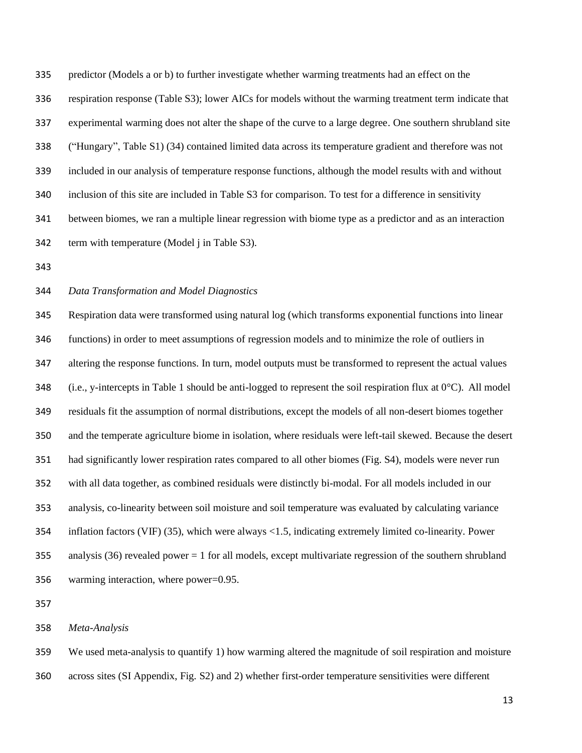predictor (Models a or b) to further investigate whether warming treatments had an effect on the respiration response (Table S3); lower AICs for models without the warming treatment term indicate that experimental warming does not alter the shape of the curve to a large degree. One southern shrubland site ("Hungary", Table S1) (34) contained limited data across its temperature gradient and therefore was not included in our analysis of temperature response functions, although the model results with and without inclusion of this site are included in Table S3 for comparison. To test for a difference in sensitivity between biomes, we ran a multiple linear regression with biome type as a predictor and as an interaction term with temperature (Model j in Table S3).

*Data Transformation and Model Diagnostics*

Respiration data were transformed using natural log (which transforms exponential functions into linear functions) in order to meet assumptions of regression models and to minimize the role of outliers in altering the response functions. In turn, model outputs must be transformed to represent the actual values (i.e., y-intercepts in Table 1 should be anti-logged to represent the soil respiration flux at 0°C). All model residuals fit the assumption of normal distributions, except the models of all non-desert biomes together and the temperate agriculture biome in isolation, where residuals were left-tail skewed. Because the desert had significantly lower respiration rates compared to all other biomes (Fig. S4), models were never run with all data together, as combined residuals were distinctly bi-modal. For all models included in our analysis, co-linearity between soil moisture and soil temperature was evaluated by calculating variance inflation factors (VIF) (35), which were always $<1.5$, indicating extremely limited co-linearity. Power analysis (36) revealed power = 1 for all models, except multivariate regression of the southern shrubland warming interaction, where power=0.95.

*Meta-Analysis*

We used meta-analysis to quantify 1) how warming altered the magnitude of soil respiration and moisture across sites (SI Appendix, Fig. S2) and 2) whether first-order temperature sensitivities were different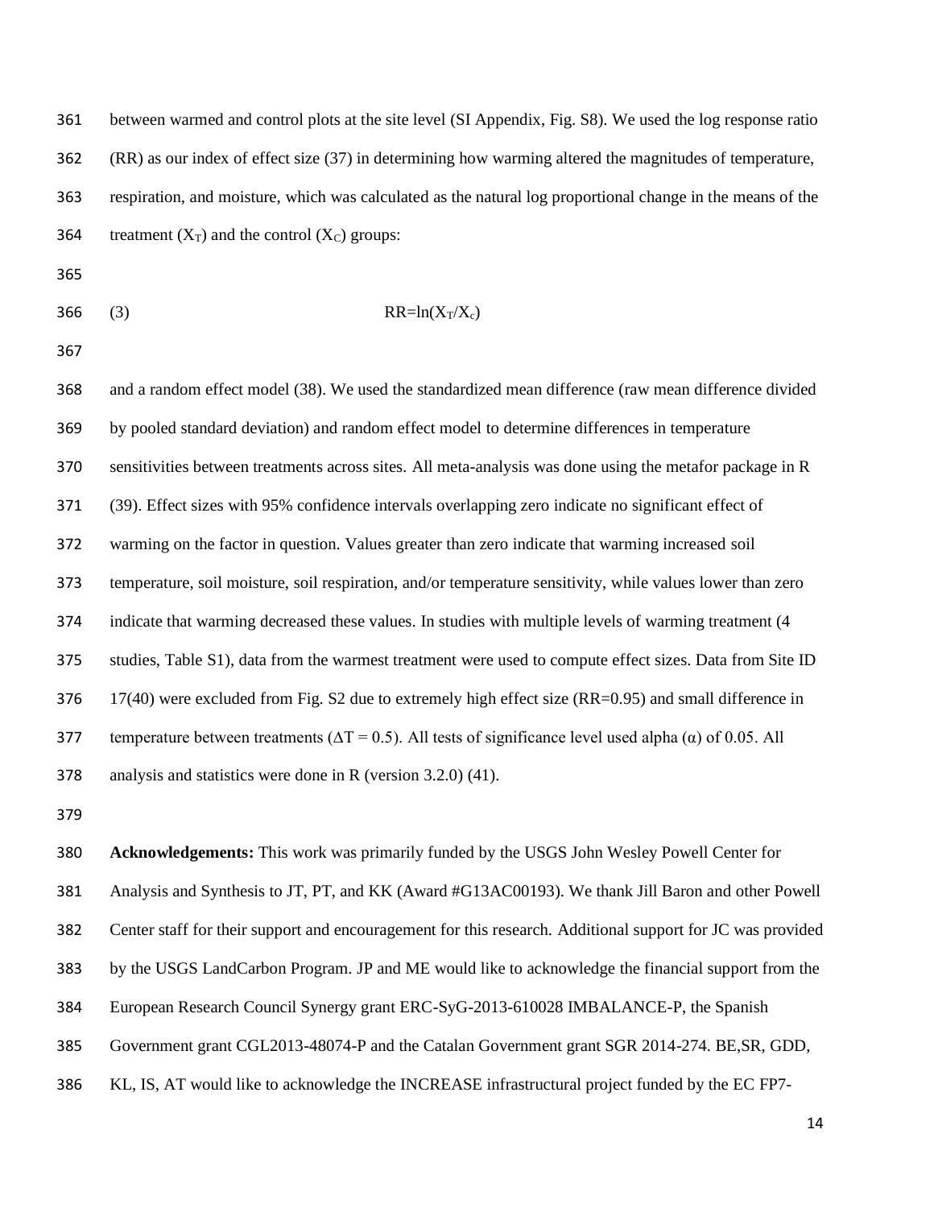between warmed and control plots at the site level (SI Appendix, Fig. S8). We used the log response ratio (RR) as our index of effect size (37) in determining how warming altered the magnitudes of temperature, respiration, and moisture, which was calculated as the natural log proportional change in the means of the treatment ($X_T$) and the control ($X_C$) groups:

$$\text{(3)} \qquad RR = \ln(X_T/X_c)$$

and a random effect model (38). We used the standardized mean difference (raw mean difference divided by pooled standard deviation) and random effect model to determine differences in temperature sensitivities between treatments across sites. All meta-analysis was done using the metafor package in R (39). Effect sizes with 95% confidence intervals overlapping zero indicate no significant effect of warming on the factor in question. Values greater than zero indicate that warming increased soil temperature, soil moisture, soil respiration, and/or temperature sensitivity, while values lower than zero indicate that warming decreased these values. In studies with multiple levels of warming treatment (4 studies, Table S1), data from the warmest treatment were used to compute effect sizes. Data from Site ID 17(40) were excluded from Fig. S2 due to extremely high effect size (RR=0.95) and small difference in temperature between treatments ($\Delta T = 0.5$). All tests of significance level used alpha ($\alpha$) of 0.05. All analysis and statistics were done in R (version 3.2.0) (41).

**Acknowledgements:** This work was primarily funded by the USGS John Wesley Powell Center for Analysis and Synthesis to JT, PT, and KK (Award #G13AC00193). We thank Jill Baron and other Powell Center staff for their support and encouragement for this research. Additional support for JC was provided by the USGS LandCarbon Program. JP and ME would like to acknowledge the financial support from the European Research Council Synergy grant ERC-SyG-2013-610028 IMBALANCE-P, the Spanish Government grant CGL2013-48074-P and the Catalan Government grant SGR 2014-274. BE,SR, GDD, KL, IS, AT would like to acknowledge the INCREASE infrastructural project funded by the EC FP7-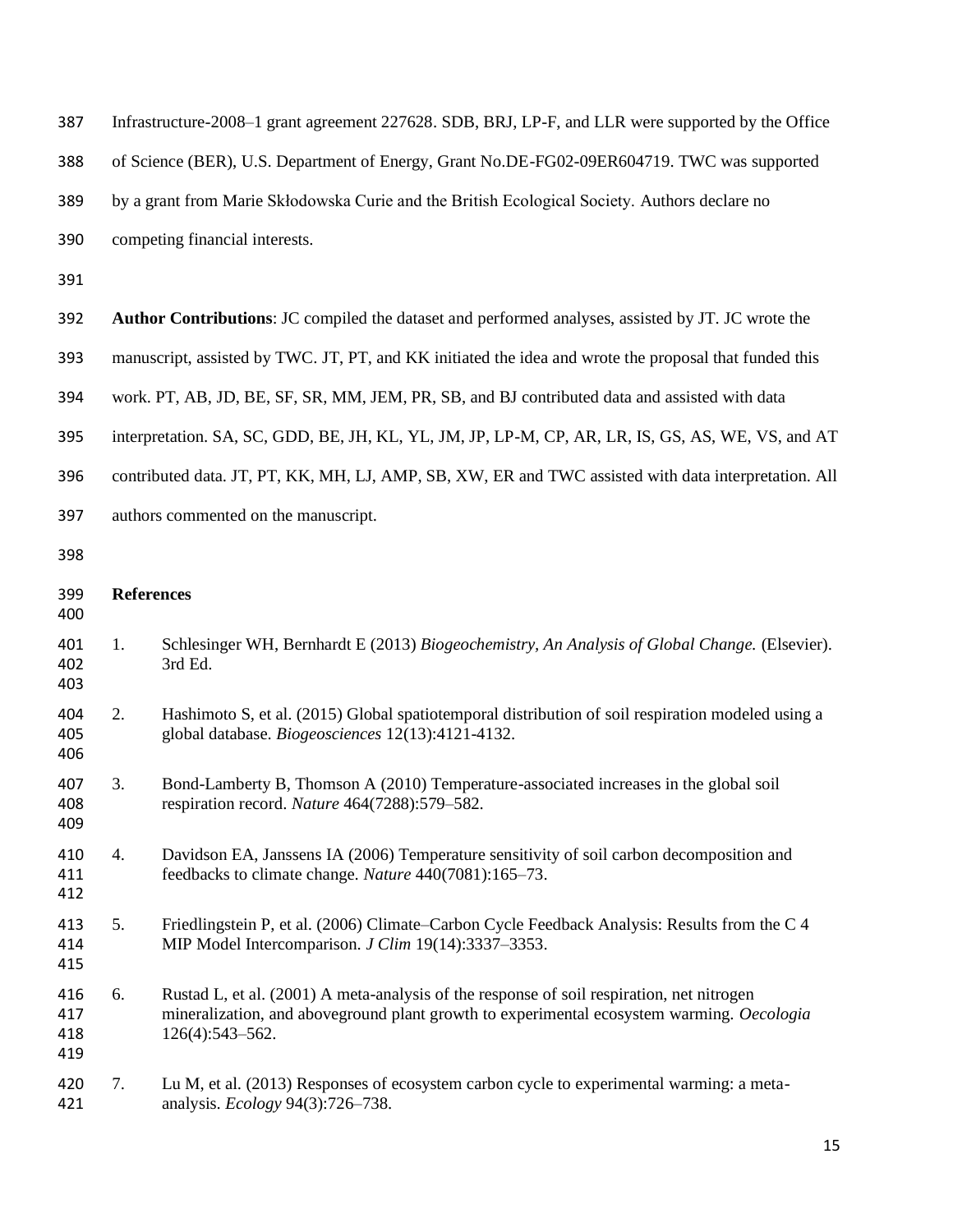Infrastructure-2008–1 grant agreement 227628. SDB, BRJ, LP-F, and LLR were supported by the Office of Science (BER), U.S. Department of Energy, Grant No.DE-FG02-09ER604719. TWC was supported by a grant from Marie Skłodowska Curie and the British Ecological Society. Authors declare no competing financial interests.

**Author Contributions**: JC compiled the dataset and performed analyses, assisted by JT. JC wrote the manuscript, assisted by TWC. JT, PT, and KK initiated the idea and wrote the proposal that funded this work. PT, AB, JD, BE, SF, SR, MM, JEM, PR, SB, and BJ contributed data and assisted with data interpretation. SA, SC, GDD, BE, JH, KL, YL, JM, JP, LP-M, CP, AR, LR, IS, GS, AS, WE, VS, and AT contributed data. JT, PT, KK, MH, LJ, AMP, SB, XW, ER and TWC assisted with data interpretation. All authors commented on the manuscript.

## References

1. Schlesinger WH, Bernhardt E (2013) *Biogeochemistry, An Analysis of Global Change.* (Elsevier). 3rd Ed.

2. Hashimoto S, et al. (2015) Global spatiotemporal distribution of soil respiration modeled using a global database. *Biogeosciences* 12(13):4121-4132.

3. Bond-Lamberty B, Thomson A (2010) Temperature-associated increases in the global soil respiration record. *Nature* 464(7288):579–582.

4. Davidson EA, Janssens IA (2006) Temperature sensitivity of soil carbon decomposition and feedbacks to climate change. *Nature* 440(7081):165–73.

5. Friedlingstein P, et al. (2006) Climate–Carbon Cycle Feedback Analysis: Results from the C 4 MIP Model Intercomparison. *J Clim* 19(14):3337–3353.

6. Rustad L, et al. (2001) A meta-analysis of the response of soil respiration, net nitrogen mineralization, and aboveground plant growth to experimental ecosystem warming. *Oecologia* 126(4):543–562.

7. Lu M, et al. (2013) Responses of ecosystem carbon cycle to experimental warming: a meta-analysis. *Ecology* 94(3):726–738.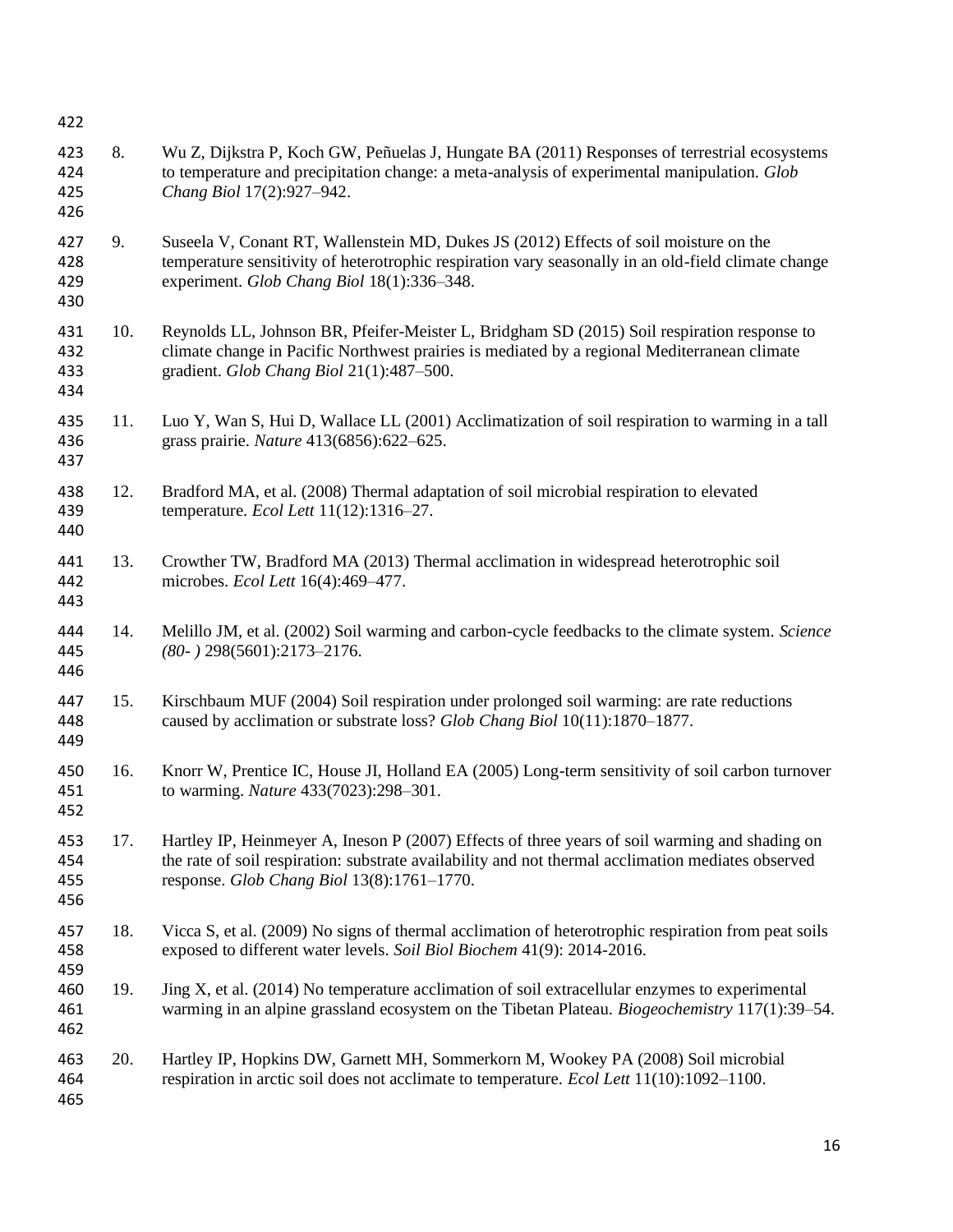8. Wu Z, Dijkstra P, Koch GW, Peñuelas J, Hungate BA (2011) Responses of terrestrial ecosystems to temperature and precipitation change: a meta-analysis of experimental manipulation. *Glob Chang Biol* 17(2):927–942.

9. Suseela V, Conant RT, Wallenstein MD, Dukes JS (2012) Effects of soil moisture on the temperature sensitivity of heterotrophic respiration vary seasonally in an old-field climate change experiment. *Glob Chang Biol* 18(1):336–348.

10. Reynolds LL, Johnson BR, Pfeifer-Meister L, Bridgham SD (2015) Soil respiration response to climate change in Pacific Northwest prairies is mediated by a regional Mediterranean climate gradient. *Glob Chang Biol* 21(1):487–500.

11. Luo Y, Wan S, Hui D, Wallace LL (2001) Acclimatization of soil respiration to warming in a tall grass prairie. *Nature* 413(6856):622–625.

12. Bradford MA, et al. (2008) Thermal adaptation of soil microbial respiration to elevated temperature. *Ecol Lett* 11(12):1316–27.

13. Crowther TW, Bradford MA (2013) Thermal acclimation in widespread heterotrophic soil microbes. *Ecol Lett* 16(4):469–477.

14. Melillo JM, et al. (2002) Soil warming and carbon-cycle feedbacks to the climate system. *Science (80- )* 298(5601):2173–2176.

15. Kirschbaum MUF (2004) Soil respiration under prolonged soil warming: are rate reductions caused by acclimation or substrate loss? *Glob Chang Biol* 10(11):1870–1877.

16. Knorr W, Prentice IC, House JI, Holland EA (2005) Long-term sensitivity of soil carbon turnover to warming. *Nature* 433(7023):298–301.

17. Hartley IP, Heinmeyer A, Ineson P (2007) Effects of three years of soil warming and shading on the rate of soil respiration: substrate availability and not thermal acclimation mediates observed response. *Glob Chang Biol* 13(8):1761–1770.

18. Vicca S, et al. (2009) No signs of thermal acclimation of heterotrophic respiration from peat soils exposed to different water levels. *Soil Biol Biochem* 41(9): 2014-2016.

19. Jing X, et al. (2014) No temperature acclimation of soil extracellular enzymes to experimental warming in an alpine grassland ecosystem on the Tibetan Plateau. *Biogeochemistry* 117(1):39–54.

20. Hartley IP, Hopkins DW, Garnett MH, Sommerkorn M, Wookey PA (2008) Soil microbial respiration in arctic soil does not acclimate to temperature. *Ecol Lett* 11(10):1092–1100.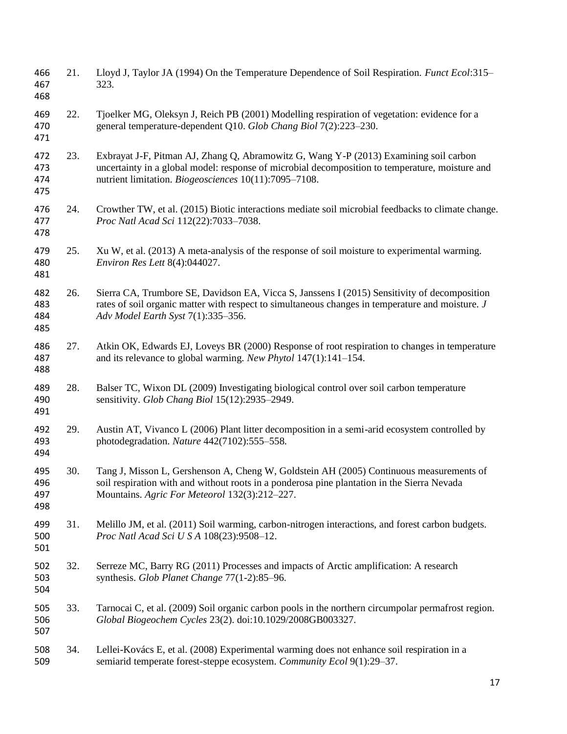21. Lloyd J, Taylor JA (1994) On the Temperature Dependence of Soil Respiration. *Funct Ecol*:315–323.

22. Tjoelker MG, Oleksyn J, Reich PB (2001) Modelling respiration of vegetation: evidence for a general temperature-dependent Q10. *Glob Chang Biol* 7(2):223–230.

23. Exbrayat J-F, Pitman AJ, Zhang Q, Abramowitz G, Wang Y-P (2013) Examining soil carbon uncertainty in a global model: response of microbial decomposition to temperature, moisture and nutrient limitation. *Biogeosciences* 10(11):7095–7108.

24. Crowther TW, et al. (2015) Biotic interactions mediate soil microbial feedbacks to climate change. *Proc Natl Acad Sci* 112(22):7033–7038.

25. Xu W, et al. (2013) A meta-analysis of the response of soil moisture to experimental warming. *Environ Res Lett* 8(4):044027.

26. Sierra CA, Trumbore SE, Davidson EA, Vicca S, Janssens I (2015) Sensitivity of decomposition rates of soil organic matter with respect to simultaneous changes in temperature and moisture. *J Adv Model Earth Syst* 7(1):335–356.

27. Atkin OK, Edwards EJ, Loveys BR (2000) Response of root respiration to changes in temperature and its relevance to global warming. *New Phytol* 147(1):141–154.

28. Balser TC, Wixon DL (2009) Investigating biological control over soil carbon temperature sensitivity. *Glob Chang Biol* 15(12):2935–2949.

29. Austin AT, Vivanco L (2006) Plant litter decomposition in a semi-arid ecosystem controlled by photodegradation. *Nature* 442(7102):555–558.

30. Tang J, Misson L, Gershenson A, Cheng W, Goldstein AH (2005) Continuous measurements of soil respiration with and without roots in a ponderosa pine plantation in the Sierra Nevada Mountains. *Agric For Meteorol* 132(3):212–227.

31. Melillo JM, et al. (2011) Soil warming, carbon-nitrogen interactions, and forest carbon budgets. *Proc Natl Acad Sci U S A* 108(23):9508–12.

32. Serreze MC, Barry RG (2011) Processes and impacts of Arctic amplification: A research synthesis. *Glob Planet Change* 77(1-2):85–96.

33. Tarnocai C, et al. (2009) Soil organic carbon pools in the northern circumpolar permafrost region. *Global Biogeochem Cycles* 23(2). doi:10.1029/2008GB003327.

34. Lellei-Kovács E, et al. (2008) Experimental warming does not enhance soil respiration in a semiarid temperate forest-steppe ecosystem. *Community Ecol* 9(1):29–37.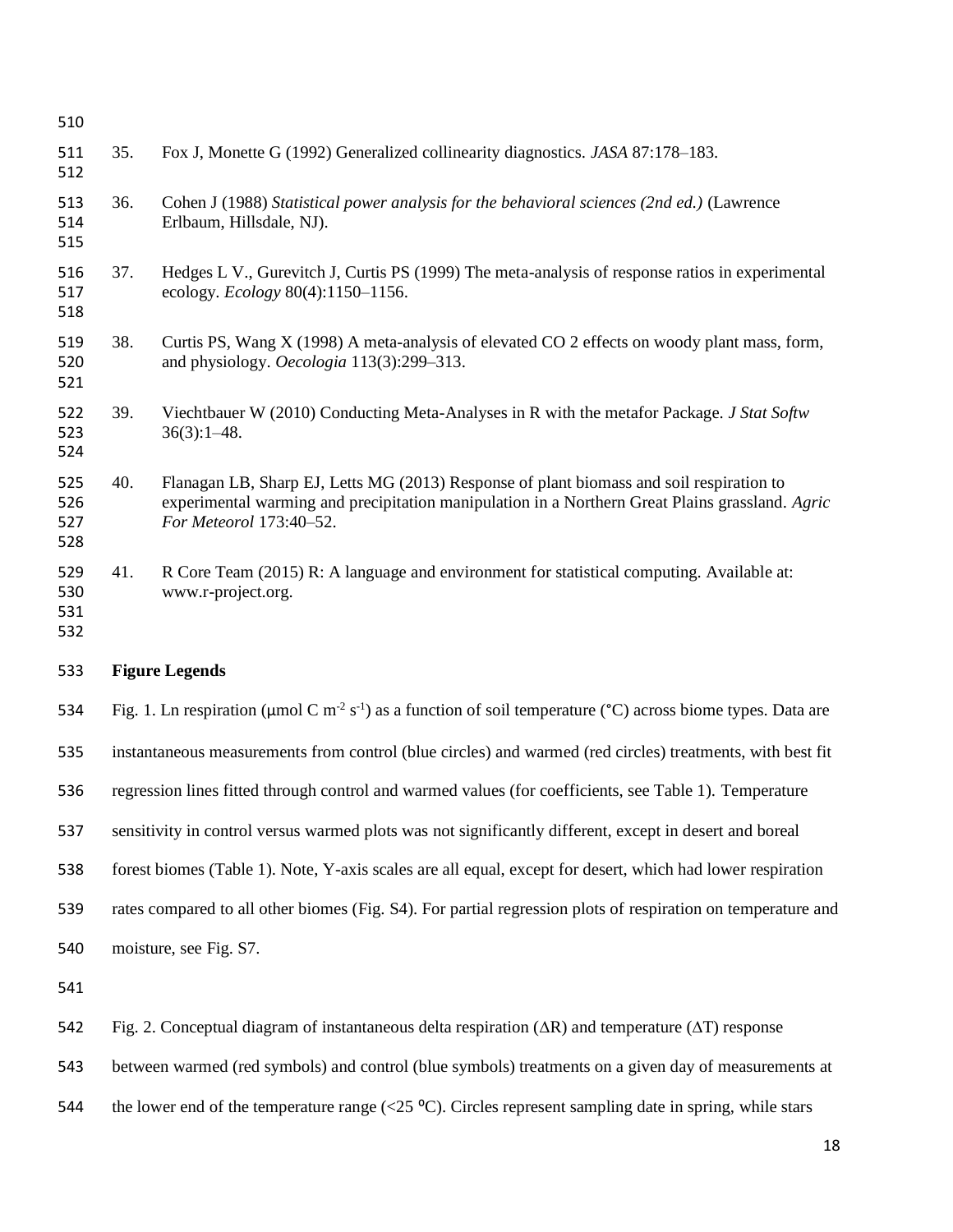35. Fox J, Monette G (1992) Generalized collinearity diagnostics. *JASA* 87:178–183.

36. Cohen J (1988) *Statistical power analysis for the behavioral sciences (2nd ed.)* (Lawrence Erlbaum, Hillsdale, NJ).

37. Hedges L V., Gurevitch J, Curtis PS (1999) The meta-analysis of response ratios in experimental ecology. *Ecology* 80(4):1150–1156.

38. Curtis PS, Wang X (1998) A meta-analysis of elevated CO 2 effects on woody plant mass, form, and physiology. *Oecologia* 113(3):299–313.

39. Viechtbauer W (2010) Conducting Meta-Analyses in R with the metafor Package. *J Stat Softw* 36(3):1–48.

40. Flanagan LB, Sharp EJ, Letts MG (2013) Response of plant biomass and soil respiration to experimental warming and precipitation manipulation in a Northern Great Plains grassland. *Agric For Meteorol* 173:40–52.

41. R Core Team (2015) R: A language and environment for statistical computing. Available at: www.r-project.org.

**Figure Legends**

Fig. 1. Ln respiration (μmol C $m^{-2}$ $s^{-1}$) as a function of soil temperature (°C) across biome types. Data are instantaneous measurements from control (blue circles) and warmed (red circles) treatments, with best fit regression lines fitted through control and warmed values (for coefficients, see Table 1). Temperature sensitivity in control versus warmed plots was not significantly different, except in desert and boreal forest biomes (Table 1). Note, Y-axis scales are all equal, except for desert, which had lower respiration rates compared to all other biomes (Fig. S4). For partial regression plots of respiration on temperature and moisture, see Fig. S7.

Fig. 2. Conceptual diagram of instantaneous delta respiration (ΔR) and temperature (ΔT) response between warmed (red symbols) and control (blue symbols) treatments on a given day of measurements at the lower end of the temperature range (<25 ⁰C). Circles represent sampling date in spring, while stars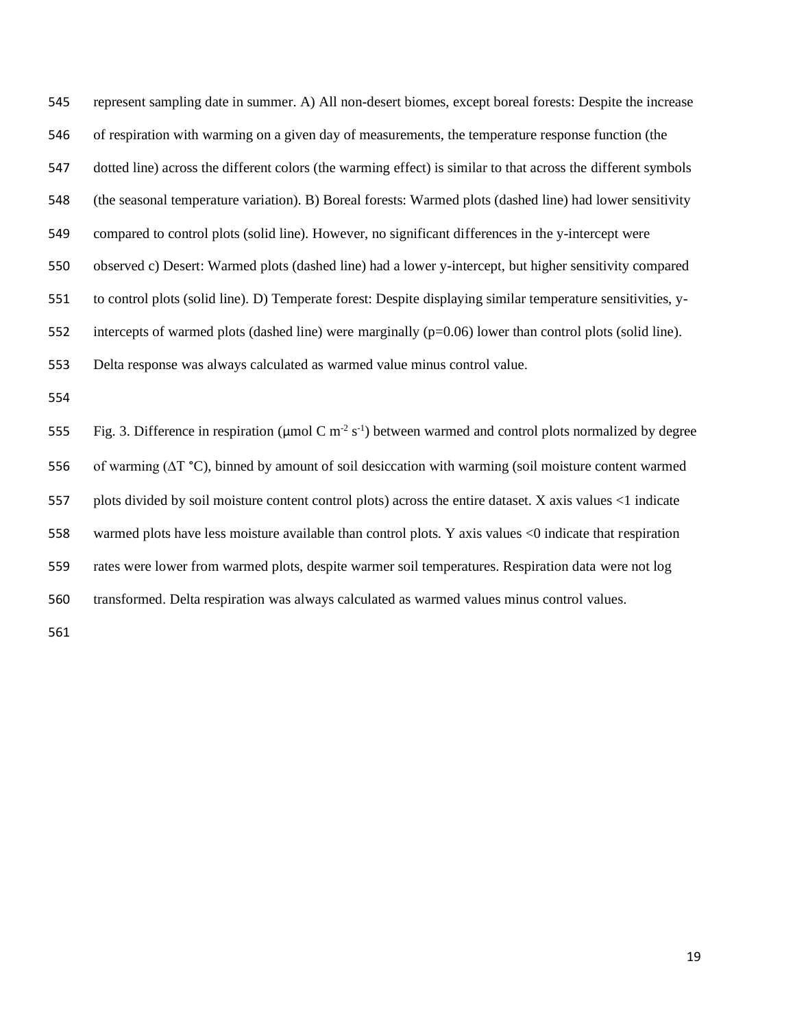represent sampling date in summer. A) All non-desert biomes, except boreal forests: Despite the increase of respiration with warming on a given day of measurements, the temperature response function (the dotted line) across the different colors (the warming effect) is similar to that across the different symbols (the seasonal temperature variation). B) Boreal forests: Warmed plots (dashed line) had lower sensitivity compared to control plots (solid line). However, no significant differences in the y-intercept were observed c) Desert: Warmed plots (dashed line) had a lower y-intercept, but higher sensitivity compared to control plots (solid line). D) Temperate forest: Despite displaying similar temperature sensitivities, y-intercepts of warmed plots (dashed line) were marginally ($p=0.06$) lower than control plots (solid line). Delta response was always calculated as warmed value minus control value.

Fig. 3. Difference in respiration (μmol C $m^{-2}$ $s^{-1}$) between warmed and control plots normalized by degree of warming (ΔT °C), binned by amount of soil desiccation with warming (soil moisture content warmed plots divided by soil moisture content control plots) across the entire dataset. X axis values <1 indicate warmed plots have less moisture available than control plots. Y axis values <0 indicate that respiration rates were lower from warmed plots, despite warmer soil temperatures. Respiration data were not log transformed. Delta respiration was always calculated as warmed values minus control values.